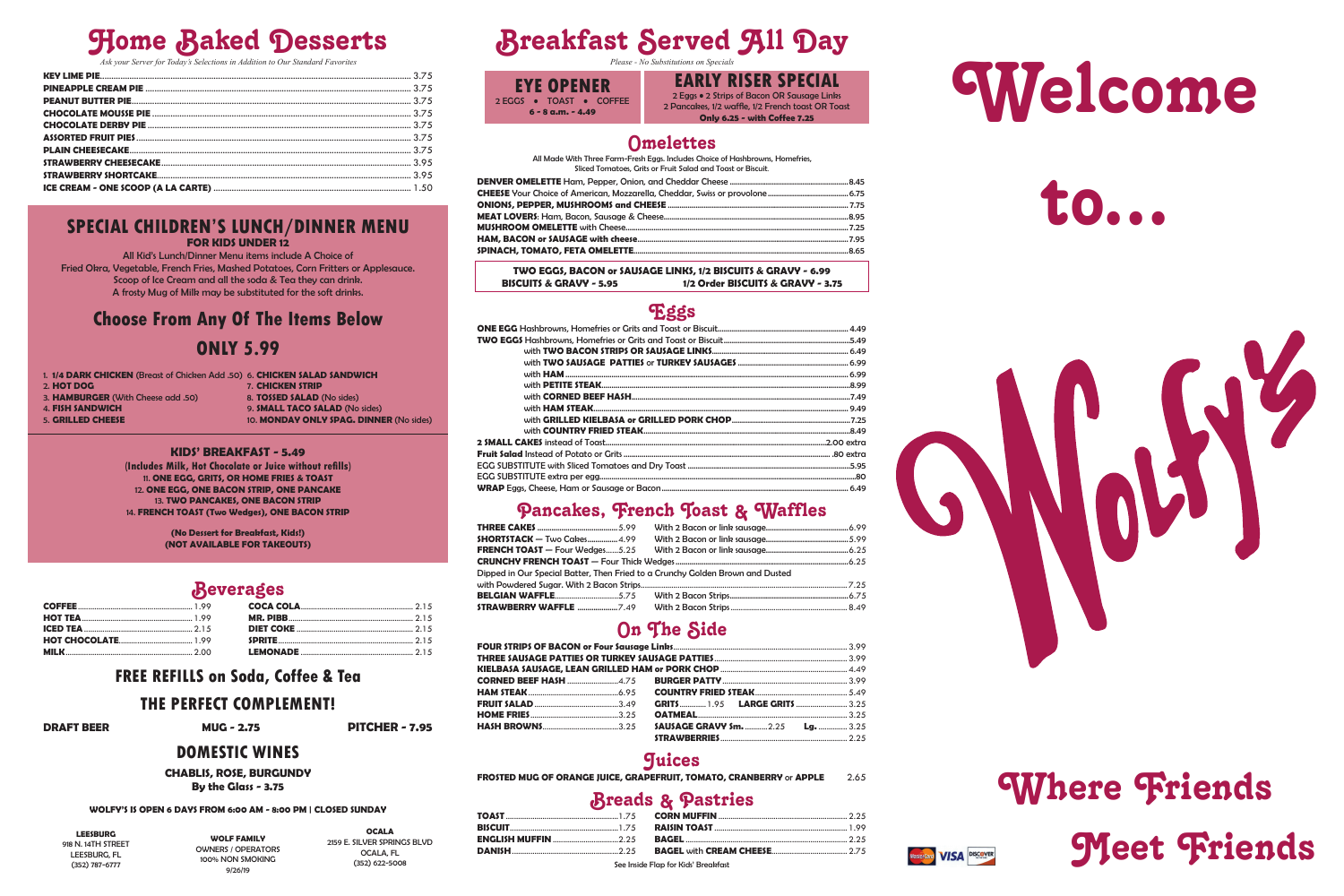# Home Baked Desserts

*Ask your Server for Today's Selections in Addition to Our Standard Favorites*

| Item | Price |
|---|---|
| **KEY LIME PIE** | 3.75 |
| **PINEAPPLE CREAM PIE** | 3.75 |
| **PEANUT BUTTER PIE** | 3.75 |
| **CHOCOLATE MOUSSE PIE** | 3.75 |
| **CHOCOLATE DERBY PIE** | 3.75 |
| **ASSORTED FRUIT PIES** | 3.75 |
| **PLAIN CHEESECAKE** | 3.75 |
| **STRAWBERRY CHEESECAKE** | 3.95 |
| **STRAWBERRY SHORTCAKE** | 3.95 |
| **ICE CREAM - ONE SCOOP (A LA CARTE)** | 1.50 |

## SPECIAL CHILDREN'S LUNCH/DINNER MENU

**FOR KIDS UNDER 12**

All Kid's Lunch/Dinner Menu items include A Choice of Fried Okra, Vegetable, French Fries, Mashed Potatoes, Corn Fritters or Applesauce. Scoop of Ice Cream and all the soda & Tea they can drink. A frosty Mug of Milk may be substituted for the soft drinks.

### Choose From Any Of The Items Below

### ONLY 5.99

1. **1/4 DARK CHICKEN** (Breast of Chicken Add .50)
2. **HOT DOG**
3. **HAMBURGER** (With Cheese add .50)
4. **FISH SANDWICH**
5. **GRILLED CHEESE**
6. **CHICKEN SALAD SANDWICH**
7. **CHICKEN STRIP**
8. **TOSSED SALAD** (No sides)
9. **SMALL TACO SALAD** (No sides)
10. **MONDAY ONLY SPAG. DINNER** (No sides)

### KIDS' BREAKFAST - 5.49

**(Includes Milk, Hot Chocolate or Juice without refills)**

11. **ONE EGG, GRITS, OR HOME FRIES & TOAST**
12. **ONE EGG, ONE BACON STRIP, ONE PANCAKE**
13. **TWO PANCAKES, ONE BACON STRIP**
14. **FRENCH TOAST (Two Wedges), ONE BACON STRIP**

**(No Dessert for Breakfast, Kids!)**
**(NOT AVAILABLE FOR TAKEOUTS)**

## Beverages

| Item | Price | Item | Price |
|---|---|---|---|
| **COFFEE** | 1.99 | **COCA COLA** | 2.15 |
| **HOT TEA** | 1.99 | **MR. PIBB** | 2.15 |
| **ICED TEA** | 2.15 | **DIET COKE** | 2.15 |
| **HOT CHOCOLATE** | 1.99 | **SPRITE** | 2.15 |
| **MILK** | 2.00 | **LEMONADE** | 2.15 |

### FREE REFILLS on Soda, Coffee & Tea

### THE PERFECT COMPLEMENT!

**DRAFT BEER** — **MUG - 2.75** — **PITCHER - 7.95**

### DOMESTIC WINES

**CHABLIS, ROSE, BURGUNDY**
**By the Glass - 3.75**

**WOLFY'S IS OPEN 6 DAYS FROM 6:00 AM - 8:00 PM | CLOSED SUNDAY**

**LEESBURG**
918 N. 14TH STREET
LEESBURG, FL
(352) 787-6777

**WOLF FAMILY**
OWNERS / OPERATORS
100% NON SMOKING
9/26/19

**OCALA**
2159 E. SILVER SPRINGS BLVD
OCALA, FL
(352) 622-5008

# Breakfast Served All Day

*Please - No Substitutions on Specials*

## EYE OPENER

2 EGGS • TOAST • COFFEE
**6 - 8 a.m. - 4.49**

## EARLY RISER SPECIAL

2 Eggs • 2 Strips of Bacon OR Sausage Links
2 Pancakes, 1/2 waffle, 1/2 French toast OR Toast
**Only 6.25 - with Coffee 7.25**

## Omelettes

All Made With Three Farm-Fresh Eggs. Includes Choice of Hashbrowns, Homefries, Sliced Tomatoes, Grits or Fruit Salad and Toast or Biscuit.

| Item | Price |
|---|---|
| **DENVER OMELETTE** Ham, Pepper, Onion, and Cheddar Cheese | 8.45 |
| **CHEESE** Your Choice of American, Mozzarella, Cheddar, Swiss or provolone | 6.75 |
| **ONIONS, PEPPER, MUSHROOMS and CHEESE** | 7.75 |
| **MEAT LOVERS**: Ham, Bacon, Sausage & Cheese | 8.95 |
| **MUSHROOM OMELETTE** with Cheese | 7.25 |
| **HAM, BACON or SAUSAGE with cheese** | 7.95 |
| **SPINACH, TOMATO, FETA OMELETTE** | 8.65 |

**TWO EGGS, BACON or SAUSAGE LINKS, 1/2 BISCUITS & GRAVY - 6.99**
**BISCUITS & GRAVY - 5.95** — **1/2 Order BISCUITS & GRAVY - 3.75**

## Eggs

| Item | Price |
|---|---|
| **ONE EGG** Hashbrowns, Homefries or Grits and Toast or Biscuit | 4.49 |
| **TWO EGGS** Hashbrowns, Homefries or Grits and Toast or Biscuit | 5.49 |
| with **TWO BACON STRIPS OR SAUSAGE LINKS** | 6.49 |
| with **TWO SAUSAGE PATTIES** or **TURKEY SAUSAGES** | 6.99 |
| with **HAM** | 6.99 |
| with **PETITE STEAK** | 8.99 |
| with **CORNED BEEF HASH** | 7.49 |
| with **HAM STEAK** | 9.49 |
| with **GRILLED KIELBASA or GRILLED PORK CHOP** | 7.25 |
| with **COUNTRY FRIED STEAK** | 8.49 |
| **2 SMALL CAKES** instead of Toast | 2.00 extra |
| **Fruit Salad** Instead of Potato or Grits | .80 extra |
| EGG SUBSTITUTE with Sliced Tomatoes and Dry Toast | 5.95 |
| EGG SUBSTITUTE extra per egg | .80 |
| **WRAP** Eggs, Cheese, Ham or Sausage or Bacon | 6.49 |

## Pancakes, French Toast & Waffles

| Item | Price | With Meat | Price |
|---|---|---|---|
| **THREE CAKES** | 5.99 | With 2 Bacon or link sausage | 6.99 |
| **SHORTSTACK** — Two Cakes | 4.99 | With 2 Bacon or link sausage | 5.99 |
| **FRENCH TOAST** — Four Wedges | 5.25 | With 2 Bacon or link sausage | 6.25 |
| **CRUNCHY FRENCH TOAST** — Four Thick Wedges | | | 6.25 |
| Dipped in Our Special Batter, Then Fried to a Crunchy Golden Brown and Dusted with Powdered Sugar. With 2 Bacon Strips | | | 7.25 |
| **BELGIAN WAFFLE** | 5.75 | With 2 Bacon Strips | 6.75 |
| **STRAWBERRY WAFFLE** | 7.49 | With 2 Bacon Strips | 8.49 |

## On The Side

| Item | Price |
|---|---|
| **FOUR STRIPS OF BACON or Four Sausage Links** | 3.99 |
| **THREE SAUSAGE PATTIES OR TURKEY SAUSAGE PATTIES** | 3.99 |
| **KIELBASA SAUSAGE, LEAN GRILLED HAM or PORK CHOP** | 4.49 |

| Item | Price | Item | Price |
|---|---|---|---|
| **CORNED BEEF HASH** | 4.75 | **BURGER PATTY** | 3.99 |
| **HAM STEAK** | 6.95 | **COUNTRY FRIED STEAK** | 5.49 |
| **FRUIT SALAD** | 3.49 | **GRITS** 1.95 **LARGE GRITS** | 3.25 |
| **HOME FRIES** | 3.25 | **OATMEAL** | 3.25 |
| **HASH BROWNS** | 3.25 | **SAUSAGE GRAVY Sm.** 2.25 **Lg.** | 3.25 |
| | | **STRAWBERRIES** | 2.25 |

## Juices

**FROSTED MUG OF ORANGE JUICE, GRAPEFRUIT, TOMATO, CRANBERRY** or **APPLE** — 2.65

## Breads & Pastries

| Item | Price | Item | Price |
|---|---|---|---|
| **TOAST** | 1.75 | **CORN MUFFIN** | 2.25 |
| **BISCUIT** | 1.75 | **RAISIN TOAST** | 1.99 |
| **ENGLISH MUFFIN** | 2.25 | **BAGEL** | 2.25 |
| **DANISH** | 2.25 | **BAGEL** with **CREAM CHEESE** | 2.75 |

See Inside Flap for Kids' Breakfast

# Welcome to...

# Wolfy's

## Where Friends Meet Friends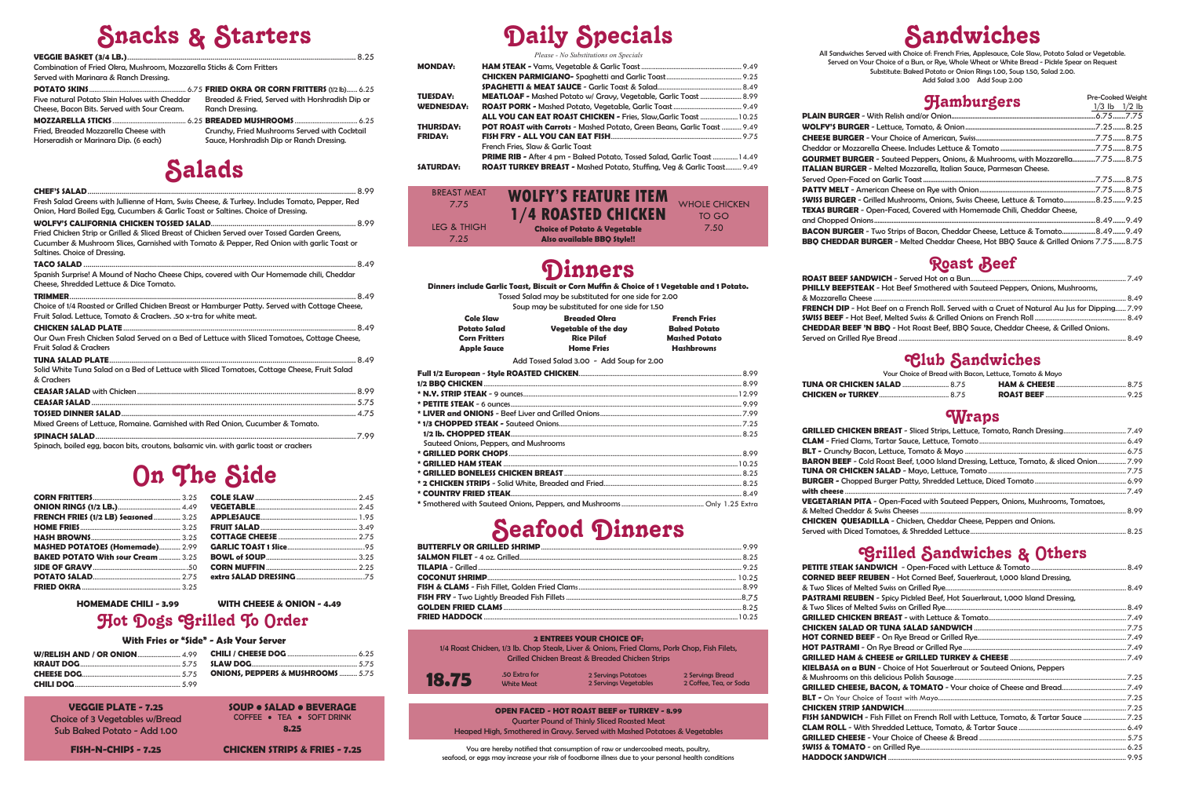# Snacks & Starters

**VEGGIE BASKET (3/4 LB.)** .......... 8.25
Combination of Fried Okra, Mushroom, Mozzarella Sticks & Corn Fritters
Served with Marinara & Ranch Dressing.

**POTATO SKINS** .......... 6.75
Five natural Potato Skin Halves with Cheddar Cheese, Bacon Bits. Served with Sour Cream.

**FRIED OKRA OR CORN FRITTERS (1/2 lb)** .......... 6.25
Breaded & Fried, Served with Horshradish Dip or Ranch Dressing.

**MOZZARELLA STICKS** .......... 6.25
Fried, Breaded Mozzarella Cheese with Horseradish or Marinara Dip. (6 each)

**BREADED MUSHROOMS** .......... 6.25
Crunchy, Fried Mushrooms Served with Cocktail Sauce, Horshradish Dip or Ranch Dressing.

# Salads

**CHEF'S SALAD** .......... 8.99
Fresh Salad Greens with Jullienne of Ham, Swiss Cheese, & Turkey. Includes Tomato, Pepper, Red Onion, Hard Boiled Egg, Cucumbers & Garlic Toast or Saltines. Choice of Dressing.

**WOLFY'S CALIFORNIA CHICKEN TOSSED SALAD** .......... 8.99
Fried Chicken Strip or Grilled & Sliced Breast of Chicken Served over Tossed Garden Greens, Cucumber & Mushroom Slices, Garnished with Tomato & Pepper, Red Onion with garlic toast or Saltines. Choice of Dressing.

**TACO SALAD** .......... 8.49
Spanish Surprise! A Mound of Nacho Cheese Chips, covered with Our Homemade chili, Cheddar Cheese, Shredded Lettuce & Dice Tomato.

**TRIMMER** .......... 8.49
Choice of 1/4 Roasted or Grilled Chicken Breast or Hamburger Patty. Served with Cottage Cheese, Fruit Salad. Lettuce, Tomato & Crackers. .50 x-tra for white meat.

**CHICKEN SALAD PLATE** .......... 8.49
Our Own Fresh Chicken Salad Served on a Bed of Lettuce with Sliced Tomatoes, Cottage Cheese, Fruit Salad & Crackers

**TUNA SALAD PLATE** .......... 8.49
Solid White Tuna Salad on a Bed of Lettuce with Sliced Tomatoes, Cottage Cheese, Fruit Salad & Crackers

**CEASAR SALAD** with Chicken .......... 8.99

**CEASAR SALAD** .......... 5.75

**TOSSED DINNER SALAD** .......... 4.75
Mixed Greens of Lettuce, Romaine. Garnished with Red Onion, Cucumber & Tomato.

**SPINACH SALAD** .......... 7.99
Spinach, boiled egg, bacon bits, croutons, balsamic vin. with garlic toast or crackers

# On The Side

| | | | |
|---|---|---|---|
| **CORN FRITTERS** | 3.25 | **COLE SLAW** | 2.45 |
| **ONION RINGS (1/2 LB.)** | 4.49 | **VEGETABLE** | 2.45 |
| **FRENCH FRIES (1/2 LB) Seasoned** | 3.25 | **APPLESAUCE** | 1.95 |
| **HOME FRIES** | 3.25 | **FRUIT SALAD** | 3.49 |
| **HASH BROWNS** | 3.25 | **COTTAGE CHEESE** | 2.75 |
| **MASHED POTATOES (Homemade)** | 2.99 | **GARLIC TOAST 1 Slice** | .95 |
| **BAKED POTATO With sour Cream** | 3.25 | **BOWL of SOUP** | 3.25 |
| **SIDE OF GRAVY** | .50 | **CORN MUFFIN** | 2.25 |
| **POTATO SALAD** | 2.75 | **extra SALAD DRESSING** | .75 |
| **FRIED OKRA** | 3.25 | | |

**HOMEMADE CHILI - 3.99** **WITH CHEESE & ONION - 4.49**

# Hot Dogs Grilled To Order

**With Fries or "Side" - Ask Your Server**

| | | | |
|---|---|---|---|
| **W/RELISH AND / OR ONION** | 4.99 | **CHILI / CHEESE DOG** | 6.25 |
| **KRAUT DOG** | 5.75 | **SLAW DOG** | 5.75 |
| **CHEESE DOG** | 5.75 | **ONIONS, PEPPERS & MUSHROOMS** | 5.75 |
| **CHILI DOG** | 5.99 | | |

**VEGGIE PLATE - 7.25**
Choice of 3 Vegetables w/Bread
Sub Baked Potato - Add 1.00

**SOUP • SALAD • BEVERAGE**
COFFEE • TEA • SOFT DRINK
**8.25**

**FISH-N-CHIPS - 7.25**

**CHICKEN STRIPS & FRIES - 7.25**

# Daily Specials

*Please - No Substitutions on Specials*

| | | |
|---|---|---|
| **MONDAY:** | **HAM STEAK -** Yams, Vegetable & Garlic Toast | 9.49 |
| | **CHICKEN PARMIGIANO-** Spaghetti and Garlic Toast | 9.25 |
| | **SPAGHETTI & MEAT SAUCE** - Garlic Toast & Salad | 8.49 |
| **TUESDAY:** | **MEATLOAF -** Mashed Potato w/ Gravy, Vegetable, Garlic Toast | 8.99 |
| **WEDNESDAY:** | **ROAST PORK -** Mashed Potato, Vegetable, Garlic Toast | 9.49 |
| | **ALL YOU CAN EAT CHICKEN -** Fries, Slaw,Garlic Toast | 10.25 |
| **THURSDAY:** | **POT ROAST with Carrots** - Mashed Potato, Green Beans, Garlic Toast | 9.49 |
| **FRIDAY:** | **FISH FRY - ALL YOU CAN EAT FISH** | 9.75 |
| | French Fries, Slaw & Garlic Toast | |
| | **PRIME RIB -** After 4 pm - Baked Potato, Tossed Salad, Garlic Toast | 14.49 |
| **SATURDAY:** | **ROAST TURKEY BREAST -** Mashed Potato, Stuffing, Veg & Garlic Toast | 9.49 |

**WOLFY'S FEATURE ITEM**
**1/4 ROASTED CHICKEN**
**Choice of Potato & Vegetable**
**Also available BBQ Style!!**

BREAST MEAT 7.75
LEG & THIGH 7.25
WHOLE CHICKEN TO GO 7.50

# Dinners

**Dinners include Garlic Toast, Biscuit or Corn Muffin & Choice of 1 Vegetable and 1 Potato.**
Tossed Salad may be substituted for one side for 2.00
Soup may be substituted for one side for 1.50

| | | |
|---|---|---|
| **Cole Slaw** | **Breaded Okra** | **French Fries** |
| **Potato Salad** | **Vegetable of the day** | **Baked Potato** |
| **Corn Fritters** | **Rice Pilaf** | **Mashed Potato** |
| **Apple Sauce** | **Home Fries** | **Hashbrowns** |

Add Tossed Salad 3.00 - Add Soup for 2.00

**Full 1/2 European - Style ROASTED CHICKEN** .......... 8.99
**1/2 BBQ CHICKEN** .......... 8.99
**\* N.Y. STRIP STEAK** - 9 ounces .......... 12.99
**\* PETITE STEAK** - 6 ounces .......... 9.99
**\* LIVER and ONIONS** - Beef Liver and Grilled Onions .......... 7.99
**\* 1/3 CHOPPED STEAK -** Sauteed Onions .......... 7.25
**1/2 lb. CHOPPED STEAK** .......... 8.25
Sauteed Onions, Peppers, and Mushrooms
**\* GRILLED PORK CHOPS** .......... 8.99
**\* GRILLED HAM STEAK** .......... 10.25
**\* GRILLED BONELESS CHICKEN BREAST** .......... 8.25
**\* 2 CHICKEN STRIPS** - Solid White, Breaded and Fried .......... 8.25
**\* COUNTRY FRIED STEAK** .......... 8.49
\* Smothered with Sauteed Onions, Peppers, and Mushrooms .......... Only 1.25 Extra

# Seafood Dinners

**BUTTERFLY OR GRILLED SHRIMP** .......... 9.99
**SALMON FILET** - 4 oz. Grilled .......... 8.25
**TILAPIA** - Grilled .......... 9.25
**COCONUT SHRIMP** .......... 10.25
**FISH & CLAMS** - Fish Fillet, Golden Fried Clams .......... 8.99
**FISH FRY** - Two Lightly Breaded Fish Fillets .......... 8.75
**GOLDEN FRIED CLAMS** .......... 8.25
**FRIED HADDOCK** .......... 10.25

**2 ENTREES YOUR CHOICE OF:**
1/4 Roast Chicken, 1/3 lb. Chop Steak, Liver & Onions, Fried Clams, Pork Chop, Fish Filets, Grilled Chicken Breast & Breaded Chicken Strips

**18.75** — .50 Extra for White Meat — 2 Servings Potatoes, 2 Servings Vegetables — 2 Servings Bread, 2 Coffee, Tea, or Soda

**OPEN FACED - HOT ROAST BEEF or TURKEY - 8.99**
Quarter Pound of Thinly Sliced Roasted Meat
Heaped High, Smothered in Gravy. Served with Mashed Potatoes & Vegetables

You are hereby notified that consumption of raw or undercooked meats, poultry, seafood, or eggs may increase your risk of foodborne illness due to your personal health conditions

# Sandwiches

All Sandwiches Served with Choice of: French Fries, Applesauce, Cole Slaw, Potato Salad or Vegetable.
Served on Your Choice of a Bun, or Rye, Whole Wheat or White Bread - Pickle Spear on Request
Substitute: Baked Potato or Onion Rings 1.00, Soup 1.50, Salad 2.00.
Add Salad 3.00 Add Soup 2.00

## Hamburgers

Pre-Cooked Weight

| | 1/3 lb | 1/2 lb |
|---|---|---|
| **PLAIN BURGER** - With Relish and/or Onion | 6.75 | 7.75 |
| **WOLFY'S BURGER** - Lettuce, Tomato, & Onion | 7.25 | 8.25 |
| **CHEESE BURGER** - Your Choice of American, Swiss | 7.75 | 8.75 |
| Cheddar or Mozzarella Cheese. Includes Lettuce & Tomato | 7.75 | 8.75 |
| **GOURMET BURGER** - Sauteed Peppers, Onions, & Mushrooms, with Mozzarella | 7.75 | 8.75 |
| **ITALIAN BURGER** - Melted Mozzarella, Italian Sauce, Parmesan Cheese. Served Open-Faced on Garlic Toast | 7.75 | 8.75 |
| **PATTY MELT** - American Cheese on Rye with Onion | 7.75 | 8.75 |
| **SWISS BURGER** - Grilled Mushrooms, Onions, Swiss Cheese, Lettuce & Tomato | 8.25 | 9.25 |
| **TEXAS BURGER** - Open-Faced, Covered with Homemade Chili, Cheddar Cheese, and Chopped Onions | 8.49 | 9.49 |
| **BACON BURGER** - Two Strips of Bacon, Cheddar Cheese, Lettuce & Tomato | 8.49 | 9.49 |
| **BBQ CHEDDAR BURGER** - Melted Cheddar Cheese, Hot BBQ Sauce & Grilled Onions | 7.75 | 8.75 |

## Roast Beef

**ROAST BEEF SANDWICH** - Served Hot on a Bun .......... 7.49
**PHILLY BEEFSTEAK** - Hot Beef Smothered with Sauteed Peppers, Onions, Mushrooms, & Mozzarella Cheese .......... 8.49
**FRENCH DIP** - Hot Beef on a French Roll. Served with a Cruet of Natural Au Jus for Dipping .......... 7.99
**SWISS BEEF** - Hot Beef, Melted Swiss & Grilled Onions on French Roll .......... 8.49
**CHEDDAR BEEF 'N BBQ** - Hot Roast Beef, BBQ Sauce, Cheddar Cheese, & Grilled Onions. Served on Grilled Rye Bread .......... 8.49

## Club Sandwiches

Your Choice of Bread with Bacon, Lettuce, Tomato & Mayo

| | | | |
|---|---|---|---|
| **TUNA OR CHICKEN SALAD** | 8.75 | **HAM & CHEESE** | 8.75 |
| **CHICKEN or TURKEY** | 8.75 | **ROAST BEEF** | 9.25 |

## Wraps

**GRILLED CHICKEN BREAST** - Sliced Strips, Lettuce, Tomato, Ranch Dressing .......... 7.49
**CLAM** - Fried Clams, Tartar Sauce, Lettuce, Tomato .......... 6.49
**BLT** - Crunchy Bacon, Lettuce, Tomato & Mayo .......... 6.75
**BARON BEEF** - Cold Roast Beef, 1,000 Island Dressing, Lettuce, Tomato, & sliced Onion .......... 7.99
**TUNA OR CHICKEN SALAD** - Mayo, Lettuce, Tomato .......... 7.75
**BURGER -** Chopped Burger Patty, Shredded Lettuce, Diced Tomato .......... 6.99
**with cheese** .......... 7.49
**VEGETARIAN PITA** - Open-Faced with Sauteed Peppers, Onions, Mushrooms, Tomatoes, & Melted Cheddar & Swiss Cheeses .......... 8.99
**CHICKEN QUESADILLA** - Chicken, Cheddar Cheese, Peppers and Onions. Served with Diced Tomatoes, & Shredded Lettuce .......... 8.25

## Grilled Sandwiches & Others

**PETITE STEAK SANDWICH** - Open-Faced with Lettuce & Tomato .......... 8.49
**CORNED BEEF REUBEN** - Hot Corned Beef, Sauerkraut, 1,000 Island Dressing, & Two Slices of Melted Swiss on Grilled Rye .......... 8.49
**PASTRAMI REUBEN** - Spicy Pickled Beef, Hot Sauerkraut, 1,000 Island Dressing, & Two Slices of Melted Swiss on Grilled Rye .......... 8.49
**GRILLED CHICKEN BREAST** - with Lettuce & Tomato .......... 7.49
**CHICKEN SALAD OR TUNA SALAD SANDWICH** .......... 7.75
**HOT CORNED BEEF** - On Rye Bread or Grilled Rye .......... 7.49
**HOT PASTRAMI** - On Rye Bread or Grilled Rye .......... 7.49
**GRILLED HAM & CHEESE or GRILLED TURKEY & CHEESE** .......... 7.49
**KIELBASA on a BUN** - Choice of Hot Sauerkraut or Sauteed Onions, Peppers & Mushrooms on this delicious Polish Sausage .......... 7.25
**GRILLED CHEESE, BACON, & TOMATO** - Your choice of Cheese and Bread .......... 7.49
**BLT -** On Your Choice of Toast with Mayo .......... 7.25
**CHICKEN STRIP SANDWICH** .......... 7.25
**FISH SANDWICH** - Fish Fillet on French Roll with Lettuce, Tomato, & Tartar Sauce .......... 7.25
**CLAM ROLL** - With Shredded Lettuce, Tomato, & Tartar Sauce .......... 6.49
**GRILLED CHEESE** - Your Choice of Cheese & Bread .......... 5.75
**SWISS & TOMATO** - on Grilled Rye .......... 6.25
**HADDOCK SANDWICH** .......... 9.95